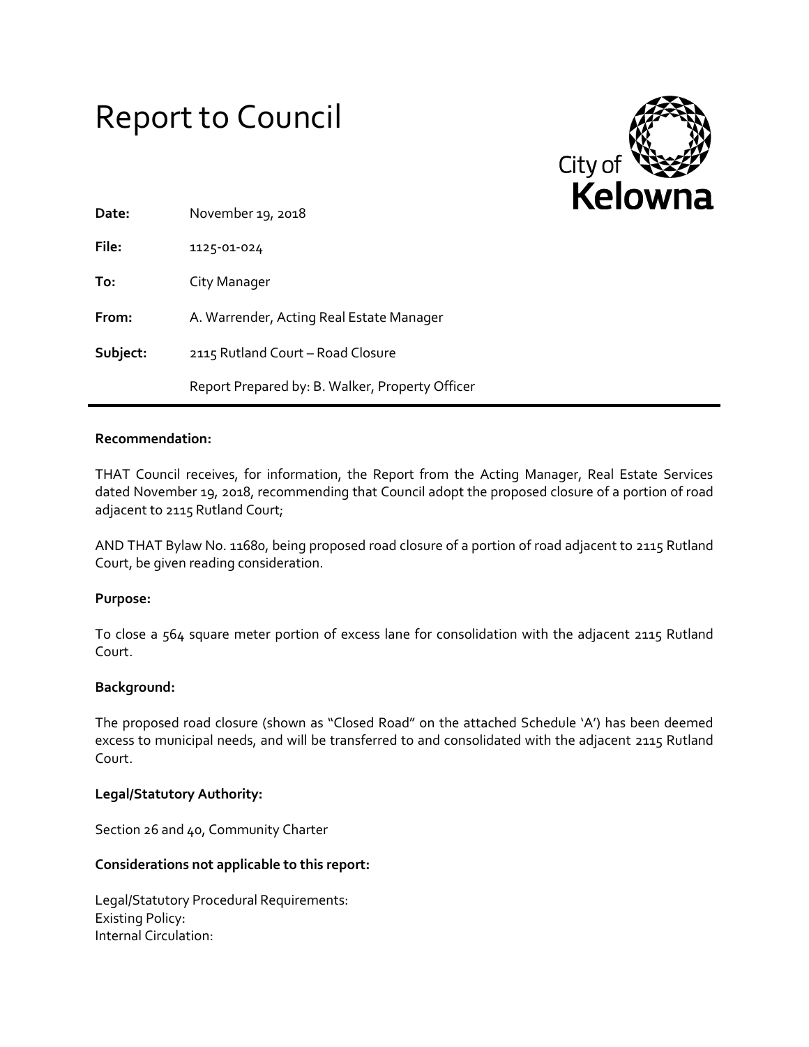# Report to Council

City of Kelowna

| | |
|---|---|
| **Date:** | November 19, 2018 |
| **File:** | 1125-01-024 |
| **To:** | City Manager |
| **From:** | A. Warrender, Acting Real Estate Manager |
| **Subject:** | 2115 Rutland Court – Road Closure |
| | Report Prepared by: B. Walker, Property Officer |

**Recommendation:**

THAT Council receives, for information, the Report from the Acting Manager, Real Estate Services dated November 19, 2018, recommending that Council adopt the proposed closure of a portion of road adjacent to 2115 Rutland Court;

AND THAT Bylaw No. 11680, being proposed road closure of a portion of road adjacent to 2115 Rutland Court, be given reading consideration.

**Purpose:**

To close a 564 square meter portion of excess lane for consolidation with the adjacent 2115 Rutland Court.

**Background:**

The proposed road closure (shown as "Closed Road" on the attached Schedule 'A') has been deemed excess to municipal needs, and will be transferred to and consolidated with the adjacent 2115 Rutland Court.

**Legal/Statutory Authority:**

Section 26 and 40, Community Charter

**Considerations not applicable to this report:**

Legal/Statutory Procedural Requirements:
Existing Policy:
Internal Circulation: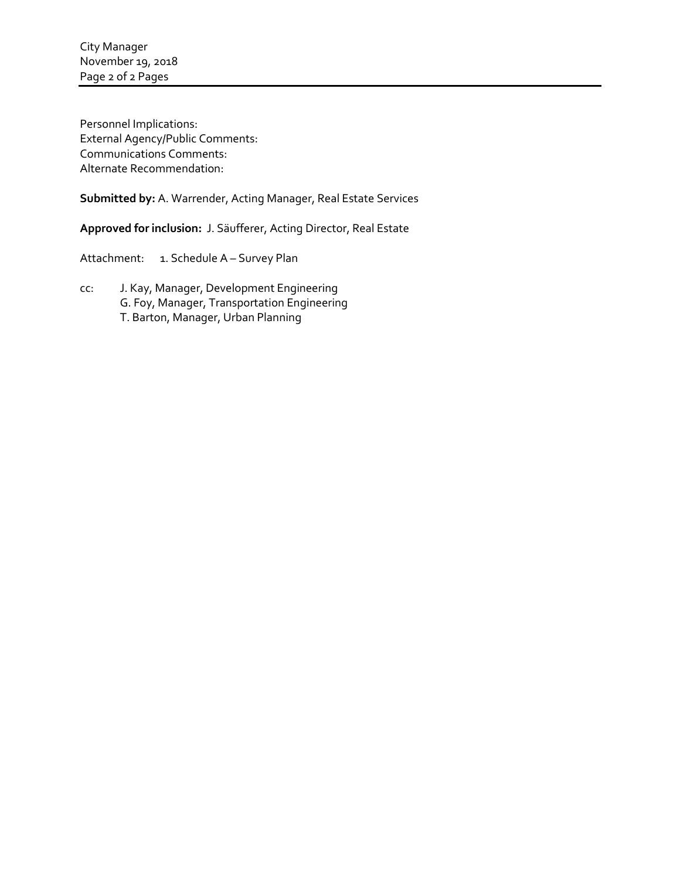Personnel Implications:
External Agency/Public Comments:
Communications Comments:
Alternate Recommendation:

**Submitted by:** A. Warrender, Acting Manager, Real Estate Services

**Approved for inclusion:** J. Säufferer, Acting Director, Real Estate

Attachment: 1. Schedule A – Survey Plan

cc: J. Kay, Manager, Development Engineering
G. Foy, Manager, Transportation Engineering
T. Barton, Manager, Urban Planning